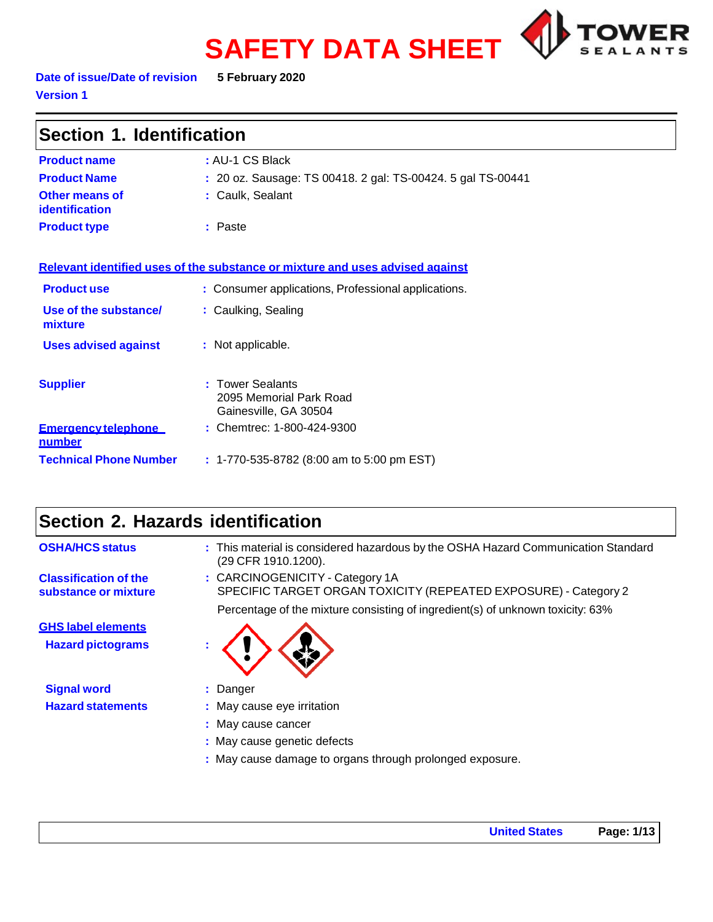# SAFETY DATA SHEET

**Date of issue/Date of revision** **5 February 2020**

**Version 1**

## Section 1. Identification

| | |
|---|---|
| **Product name** | : AU-1 CS Black |
| **Product Name** | : 20 oz. Sausage: TS 00418. 2 gal: TS-00424. 5 gal TS-00441 |
| **Other means of identification** | : Caulk, Sealant |
| **Product type** | : Paste |

**Relevant identified uses of the substance or mixture and uses advised against**

| | |
|---|---|
| **Product use** | : Consumer applications, Professional applications. |
| **Use of the substance/ mixture** | : Caulking, Sealing |
| **Uses advised against** | : Not applicable. |

| | |
|---|---|
| **Supplier** | : Tower Sealants<br>2095 Memorial Park Road<br>Gainesville, GA 30504 |
| **Emergency telephone number** | : Chemtrec: 1-800-424-9300 |
| **Technical Phone Number** | : 1-770-535-8782 (8:00 am to 5:00 pm EST) |

## Section 2. Hazards identification

| | |
|---|---|
| **OSHA/HCS status** | : This material is considered hazardous by the OSHA Hazard Communication Standard (29 CFR 1910.1200). |
| **Classification of the substance or mixture** | : CARCINOGENICITY - Category 1A<br>SPECIFIC TARGET ORGAN TOXICITY (REPEATED EXPOSURE) - Category 2<br>Percentage of the mixture consisting of ingredient(s) of unknown toxicity: 63% |

**GHS label elements**

| | |
|---|---|
| **Hazard pictograms** | : |
| **Signal word** | : Danger |
| **Hazard statements** | : May cause eye irritation<br>: May cause cancer<br>: May cause genetic defects<br>: May cause damage to organs through prolonged exposure. |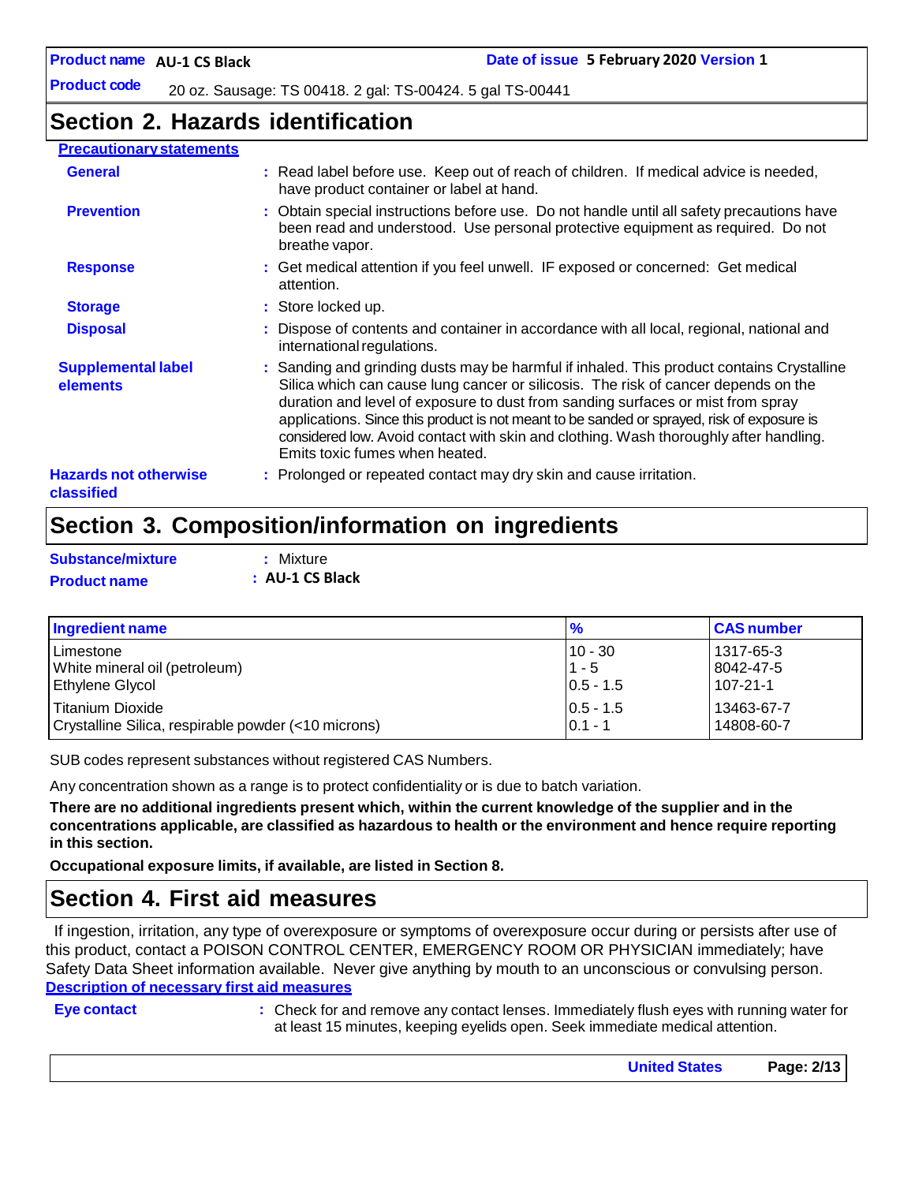## Section 2. Hazards identification

**Precautionary statements**

**General** : Read label before use. Keep out of reach of children. If medical advice is needed, have product container or label at hand.

**Prevention** : Obtain special instructions before use. Do not handle until all safety precautions have been read and understood. Use personal protective equipment as required. Do not breathe vapor.

**Response** : Get medical attention if you feel unwell. IF exposed or concerned: Get medical attention.

**Storage** : Store locked up.

**Disposal** : Dispose of contents and container in accordance with all local, regional, national and international regulations.

**Supplemental label elements** : Sanding and grinding dusts may be harmful if inhaled. This product contains Crystalline Silica which can cause lung cancer or silicosis. The risk of cancer depends on the duration and level of exposure to dust from sanding surfaces or mist from spray applications. Since this product is not meant to be sanded or sprayed, risk of exposure is considered low. Avoid contact with skin and clothing. Wash thoroughly after handling. Emits toxic fumes when heated.

**Hazards not otherwise classified** : Prolonged or repeated contact may dry skin and cause irritation.

## Section 3. Composition/information on ingredients

**Substance/mixture** : Mixture

**Product name** : **AU-1 CS Black**

| Ingredient name | % | CAS number |
|---|---|---|
| Limestone | 10 - 30 | 1317-65-3 |
| White mineral oil (petroleum) | 1 - 5 | 8042-47-5 |
| Ethylene Glycol | 0.5 - 1.5 | 107-21-1 |
| Titanium Dioxide | 0.5 - 1.5 | 13463-67-7 |
| Crystalline Silica, respirable powder (<10 microns) | 0.1 - 1 | 14808-60-7 |

SUB codes represent substances without registered CAS Numbers.

Any concentration shown as a range is to protect confidentiality or is due to batch variation.

**There are no additional ingredients present which, within the current knowledge of the supplier and in the concentrations applicable, are classified as hazardous to health or the environment and hence require reporting in this section.**

**Occupational exposure limits, if available, are listed in Section 8.**

## Section 4. First aid measures

If ingestion, irritation, any type of overexposure or symptoms of overexposure occur during or persists after use of this product, contact a POISON CONTROL CENTER, EMERGENCY ROOM OR PHYSICIAN immediately; have Safety Data Sheet information available. Never give anything by mouth to an unconscious or convulsing person.

**Description of necessary first aid measures**

**Eye contact** : Check for and remove any contact lenses. Immediately flush eyes with running water for at least 15 minutes, keeping eyelids open. Seek immediate medical attention.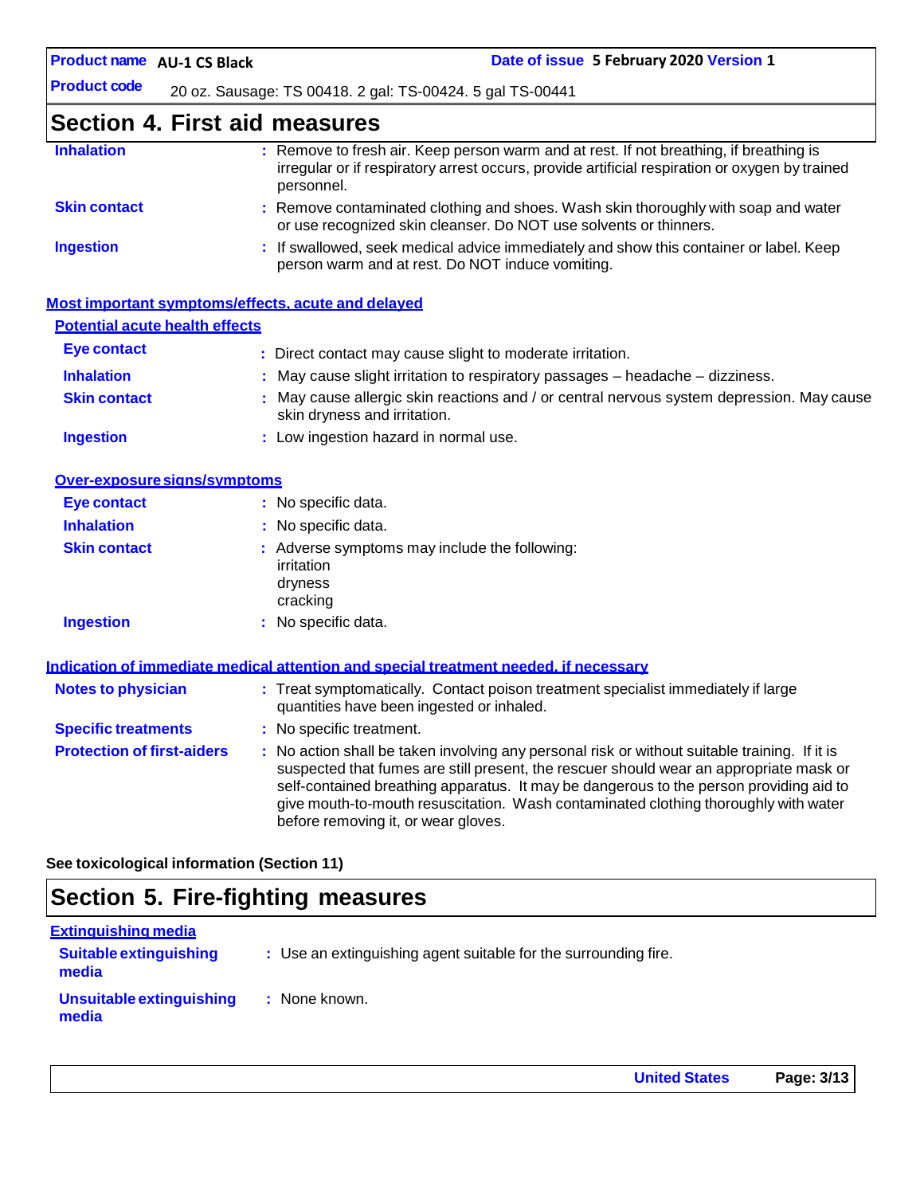## Section 4. First aid measures

**Inhalation** : Remove to fresh air. Keep person warm and at rest. If not breathing, if breathing is irregular or if respiratory arrest occurs, provide artificial respiration or oxygen by trained personnel.

**Skin contact** : Remove contaminated clothing and shoes. Wash skin thoroughly with soap and water or use recognized skin cleanser. Do NOT use solvents or thinners.

**Ingestion** : If swallowed, seek medical advice immediately and show this container or label. Keep person warm and at rest. Do NOT induce vomiting.

### Most important symptoms/effects, acute and delayed

#### Potential acute health effects

**Eye contact** : Direct contact may cause slight to moderate irritation.

**Inhalation** : May cause slight irritation to respiratory passages – headache – dizziness.

**Skin contact** : May cause allergic skin reactions and / or central nervous system depression. May cause skin dryness and irritation.

**Ingestion** : Low ingestion hazard in normal use.

#### Over-exposure signs/symptoms

**Eye contact** : No specific data.

**Inhalation** : No specific data.

**Skin contact** : Adverse symptoms may include the following:
irritation
dryness
cracking

**Ingestion** : No specific data.

### Indication of immediate medical attention and special treatment needed, if necessary

**Notes to physician** : Treat symptomatically. Contact poison treatment specialist immediately if large quantities have been ingested or inhaled.

**Specific treatments** : No specific treatment.

**Protection of first-aiders** : No action shall be taken involving any personal risk or without suitable training. If it is suspected that fumes are still present, the rescuer should wear an appropriate mask or self-contained breathing apparatus. It may be dangerous to the person providing aid to give mouth-to-mouth resuscitation. Wash contaminated clothing thoroughly with water before removing it, or wear gloves.

**See toxicological information (Section 11)**

## Section 5. Fire-fighting measures

### Extinguishing media

**Suitable extinguishing media** : Use an extinguishing agent suitable for the surrounding fire.

**Unsuitable extinguishing media** : None known.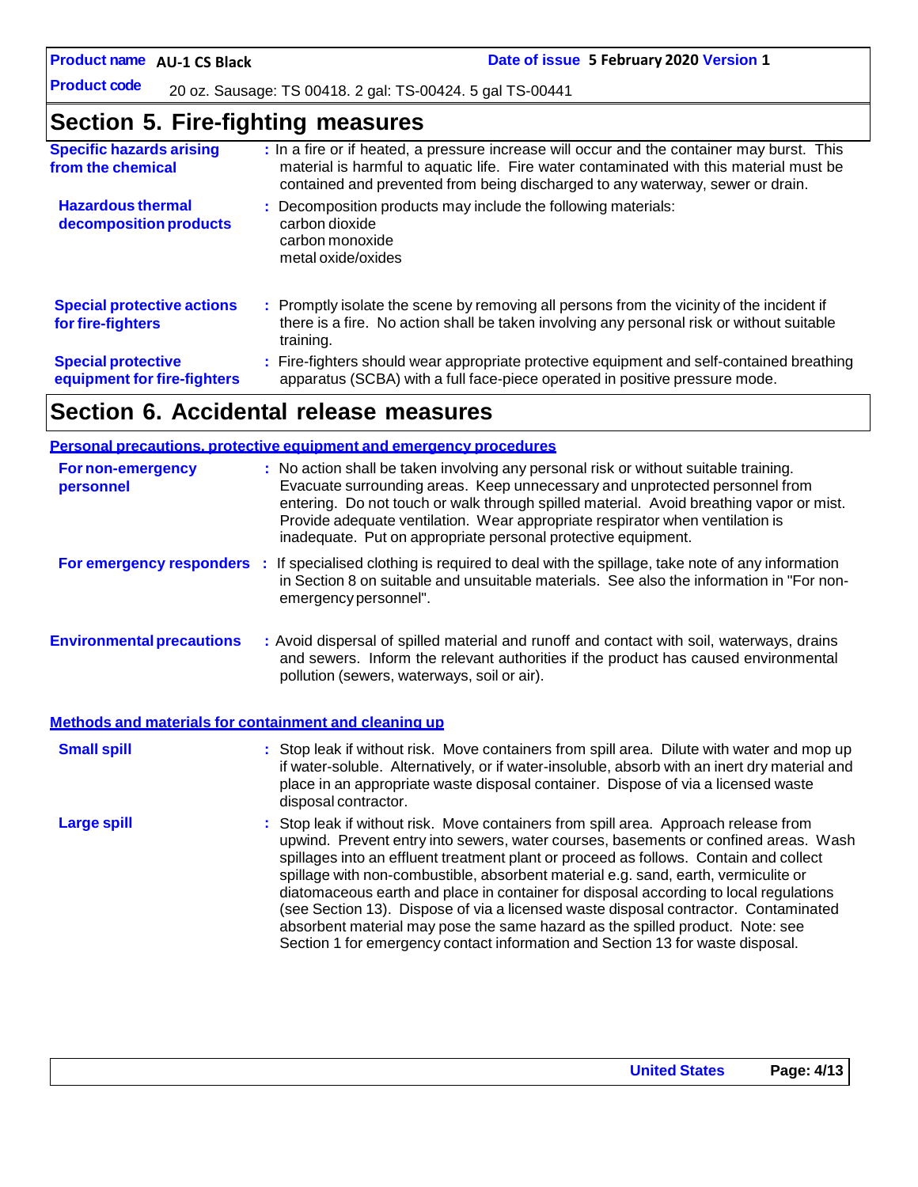## Section 5. Fire-fighting measures

**Specific hazards arising from the chemical** : In a fire or if heated, a pressure increase will occur and the container may burst. This material is harmful to aquatic life. Fire water contaminated with this material must be contained and prevented from being discharged to any waterway, sewer or drain.

**Hazardous thermal decomposition products** : Decomposition products may include the following materials:
carbon dioxide
carbon monoxide
metal oxide/oxides

**Special protective actions for fire-fighters** : Promptly isolate the scene by removing all persons from the vicinity of the incident if there is a fire. No action shall be taken involving any personal risk or without suitable training.

**Special protective equipment for fire-fighters** : Fire-fighters should wear appropriate protective equipment and self-contained breathing apparatus (SCBA) with a full face-piece operated in positive pressure mode.

## Section 6. Accidental release measures

### Personal precautions, protective equipment and emergency procedures

**For non-emergency personnel** : No action shall be taken involving any personal risk or without suitable training. Evacuate surrounding areas. Keep unnecessary and unprotected personnel from entering. Do not touch or walk through spilled material. Avoid breathing vapor or mist. Provide adequate ventilation. Wear appropriate respirator when ventilation is inadequate. Put on appropriate personal protective equipment.

**For emergency responders** : If specialised clothing is required to deal with the spillage, take note of any information in Section 8 on suitable and unsuitable materials. See also the information in "For non-emergency personnel".

**Environmental precautions** : Avoid dispersal of spilled material and runoff and contact with soil, waterways, drains and sewers. Inform the relevant authorities if the product has caused environmental pollution (sewers, waterways, soil or air).

### Methods and materials for containment and cleaning up

**Small spill** : Stop leak if without risk. Move containers from spill area. Dilute with water and mop up if water-soluble. Alternatively, or if water-insoluble, absorb with an inert dry material and place in an appropriate waste disposal container. Dispose of via a licensed waste disposal contractor.

**Large spill** : Stop leak if without risk. Move containers from spill area. Approach release from upwind. Prevent entry into sewers, water courses, basements or confined areas. Wash spillages into an effluent treatment plant or proceed as follows. Contain and collect spillage with non-combustible, absorbent material e.g. sand, earth, vermiculite or diatomaceous earth and place in container for disposal according to local regulations (see Section 13). Dispose of via a licensed waste disposal contractor. Contaminated absorbent material may pose the same hazard as the spilled product. Note: see Section 1 for emergency contact information and Section 13 for waste disposal.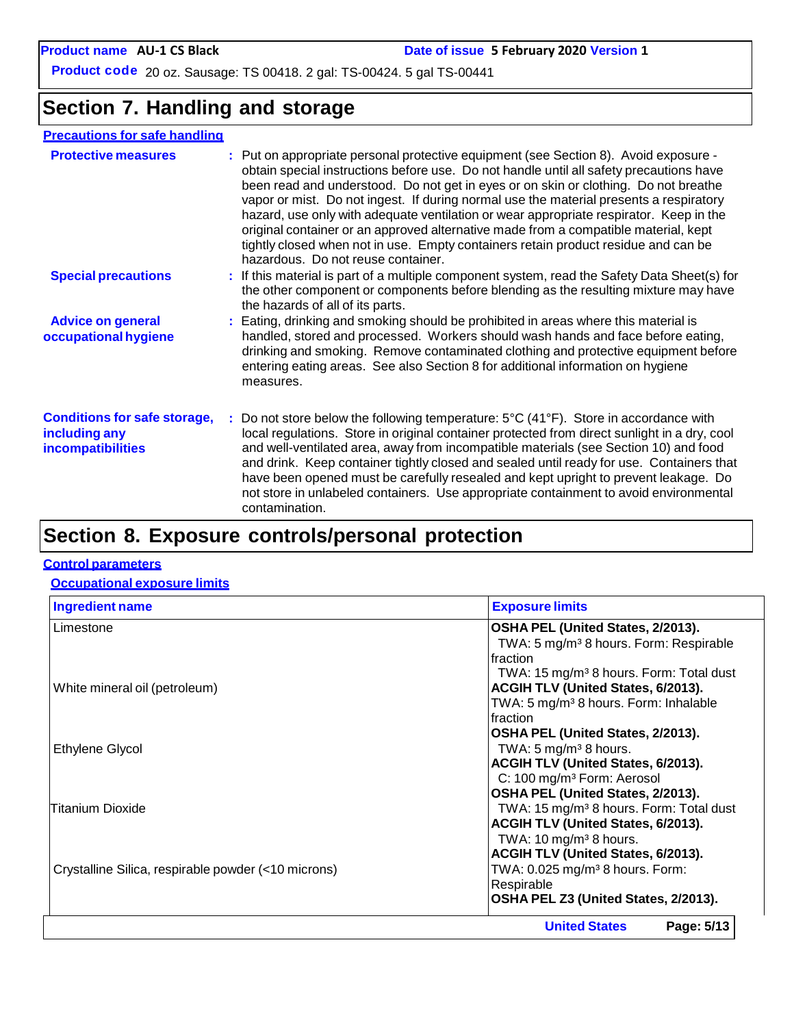**Product name** AU-1 CS Black **Date of issue** 5 February 2020 **Version** 1

**Product code** 20 oz. Sausage: TS 00418. 2 gal: TS-00424. 5 gal TS-00441

# Section 7. Handling and storage

## Precautions for safe handling

**Protective measures** : Put on appropriate personal protective equipment (see Section 8). Avoid exposure - obtain special instructions before use. Do not handle until all safety precautions have been read and understood. Do not get in eyes or on skin or clothing. Do not breathe vapor or mist. Do not ingest. If during normal use the material presents a respiratory hazard, use only with adequate ventilation or wear appropriate respirator. Keep in the original container or an approved alternative made from a compatible material, kept tightly closed when not in use. Empty containers retain product residue and can be hazardous. Do not reuse container.

**Special precautions** : If this material is part of a multiple component system, read the Safety Data Sheet(s) for the other component or components before blending as the resulting mixture may have the hazards of all of its parts.

**Advice on general occupational hygiene** : Eating, drinking and smoking should be prohibited in areas where this material is handled, stored and processed. Workers should wash hands and face before eating, drinking and smoking. Remove contaminated clothing and protective equipment before entering eating areas. See also Section 8 for additional information on hygiene measures.

**Conditions for safe storage, including any incompatibilities** : Do not store below the following temperature: 5°C (41°F). Store in accordance with local regulations. Store in original container protected from direct sunlight in a dry, cool and well-ventilated area, away from incompatible materials (see Section 10) and food and drink. Keep container tightly closed and sealed until ready for use. Containers that have been opened must be carefully resealed and kept upright to prevent leakage. Do not store in unlabeled containers. Use appropriate containment to avoid environmental contamination.

# Section 8. Exposure controls/personal protection

## Control parameters

### Occupational exposure limits

| Ingredient name | Exposure limits |
|---|---|
| Limestone | **OSHA PEL (United States, 2/2013).**<br>TWA: 5 mg/m³ 8 hours. Form: Respirable fraction<br>TWA: 15 mg/m³ 8 hours. Form: Total dust |
| White mineral oil (petroleum) | **ACGIH TLV (United States, 6/2013).**<br>TWA: 5 mg/m³ 8 hours. Form: Inhalable fraction<br>**OSHA PEL (United States, 2/2013).**<br>TWA: 5 mg/m³ 8 hours. |
| Ethylene Glycol | **ACGIH TLV (United States, 6/2013).**<br>C: 100 mg/m³ Form: Aerosol |
| Titanium Dioxide | **OSHA PEL (United States, 2/2013).**<br>TWA: 15 mg/m³ 8 hours. Form: Total dust<br>**ACGIH TLV (United States, 6/2013).**<br>TWA: 10 mg/m³ 8 hours. |
| Crystalline Silica, respirable powder (<10 microns) | **ACGIH TLV (United States, 6/2013).**<br>TWA: 0.025 mg/m³ 8 hours. Form: Respirable<br>**OSHA PEL Z3 (United States, 2/2013).** |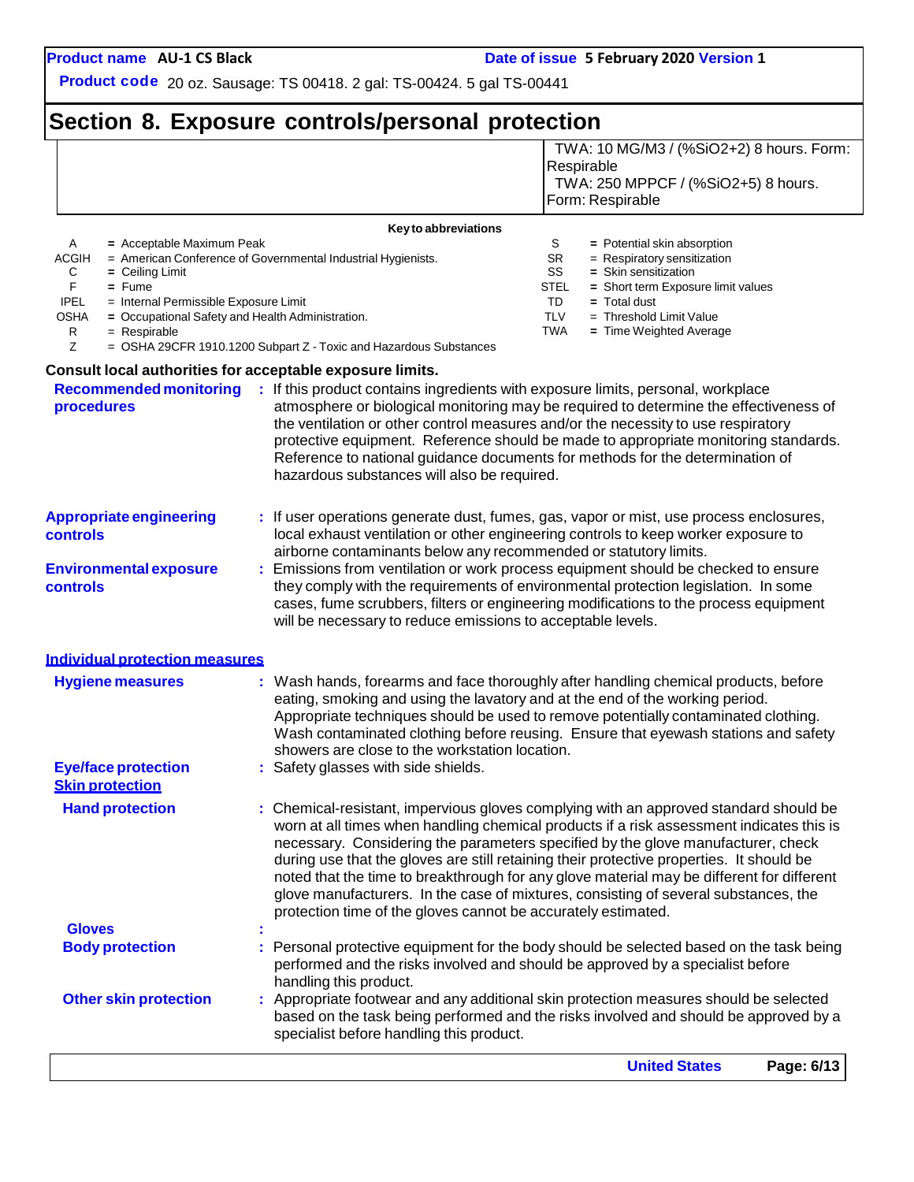## Section 8. Exposure controls/personal protection

| | |
|---|---|
| | TWA: 10 MG/M3 / (%$SiO_2$+2) 8 hours. Form: Respirable<br>TWA: 250 MPPCF / (%$SiO_2$+5) 8 hours. Form: Respirable |

**Key to abbreviations**

| | | | |
|---|---|---|---|
| A | = Acceptable Maximum Peak | S | = Potential skin absorption |
| ACGIH | = American Conference of Governmental Industrial Hygienists. | SR | = Respiratory sensitization |
| C | = Ceiling Limit | SS | = Skin sensitization |
| F | = Fume | STEL | = Short term Exposure limit values |
| IPEL | = Internal Permissible Exposure Limit | TD | = Total dust |
| OSHA | = Occupational Safety and Health Administration. | TLV | = Threshold Limit Value |
| R | = Respirable | TWA | = Time Weighted Average |
| Z | = OSHA 29CFR 1910.1200 Subpart Z - Toxic and Hazardous Substances | | |

**Consult local authorities for acceptable exposure limits.**

**Recommended monitoring procedures** : If this product contains ingredients with exposure limits, personal, workplace atmosphere or biological monitoring may be required to determine the effectiveness of the ventilation or other control measures and/or the necessity to use respiratory protective equipment. Reference should be made to appropriate monitoring standards. Reference to national guidance documents for methods for the determination of hazardous substances will also be required.

**Appropriate engineering controls** : If user operations generate dust, fumes, gas, vapor or mist, use process enclosures, local exhaust ventilation or other engineering controls to keep worker exposure to airborne contaminants below any recommended or statutory limits.

**Environmental exposure controls** : Emissions from ventilation or work process equipment should be checked to ensure they comply with the requirements of environmental protection legislation. In some cases, fume scrubbers, filters or engineering modifications to the process equipment will be necessary to reduce emissions to acceptable levels.

### Individual protection measures

**Hygiene measures** : Wash hands, forearms and face thoroughly after handling chemical products, before eating, smoking and using the lavatory and at the end of the working period. Appropriate techniques should be used to remove potentially contaminated clothing. Wash contaminated clothing before reusing. Ensure that eyewash stations and safety showers are close to the workstation location.

**Eye/face protection** : Safety glasses with side shields.

**Skin protection**

**Hand protection** : Chemical-resistant, impervious gloves complying with an approved standard should be worn at all times when handling chemical products if a risk assessment indicates this is necessary. Considering the parameters specified by the glove manufacturer, check during use that the gloves are still retaining their protective properties. It should be noted that the time to breakthrough for any glove material may be different for different glove manufacturers. In the case of mixtures, consisting of several substances, the protection time of the gloves cannot be accurately estimated.

**Gloves** :

**Body protection** : Personal protective equipment for the body should be selected based on the task being performed and the risks involved and should be approved by a specialist before handling this product.

**Other skin protection** : Appropriate footwear and any additional skin protection measures should be selected based on the task being performed and the risks involved and should be approved by a specialist before handling this product.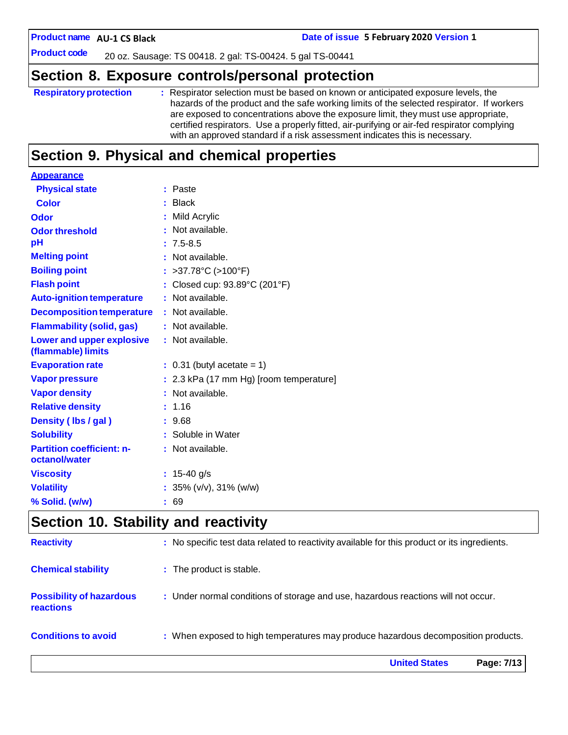## Section 8. Exposure controls/personal protection

**Respiratory protection** : Respirator selection must be based on known or anticipated exposure levels, the hazards of the product and the safe working limits of the selected respirator. If workers are exposed to concentrations above the exposure limit, they must use appropriate, certified respirators. Use a properly fitted, air-purifying or air-fed respirator complying with an approved standard if a risk assessment indicates this is necessary.

## Section 9. Physical and chemical properties

**Appearance**

| | |
|---|---|
| **Physical state** | : Paste |
| **Color** | : Black |
| **Odor** | : Mild Acrylic |
| **Odor threshold** | : Not available. |
| **pH** | : 7.5-8.5 |
| **Melting point** | : Not available. |
| **Boiling point** | : >37.78°C (>100°F) |
| **Flash point** | : Closed cup: 93.89°C (201°F) |
| **Auto-ignition temperature** | : Not available. |
| **Decomposition temperature** | : Not available. |
| **Flammability (solid, gas)** | : Not available. |
| **Lower and upper explosive (flammable) limits** | : Not available. |
| **Evaporation rate** | : 0.31 (butyl acetate = 1) |
| **Vapor pressure** | : 2.3 kPa (17 mm Hg) [room temperature] |
| **Vapor density** | : Not available. |
| **Relative density** | : 1.16 |
| **Density ( lbs / gal )** | : 9.68 |
| **Solubility** | : Soluble in Water |
| **Partition coefficient: n-octanol/water** | : Not available. |
| **Viscosity** | : 15-40 g/s |
| **Volatility** | : 35% (v/v), 31% (w/w) |
| **% Solid. (w/w)** | : 69 |

## Section 10. Stability and reactivity

**Reactivity** : No specific test data related to reactivity available for this product or its ingredients.

**Chemical stability** : The product is stable.

**Possibility of hazardous reactions** : Under normal conditions of storage and use, hazardous reactions will not occur.

**Conditions to avoid** : When exposed to high temperatures may produce hazardous decomposition products.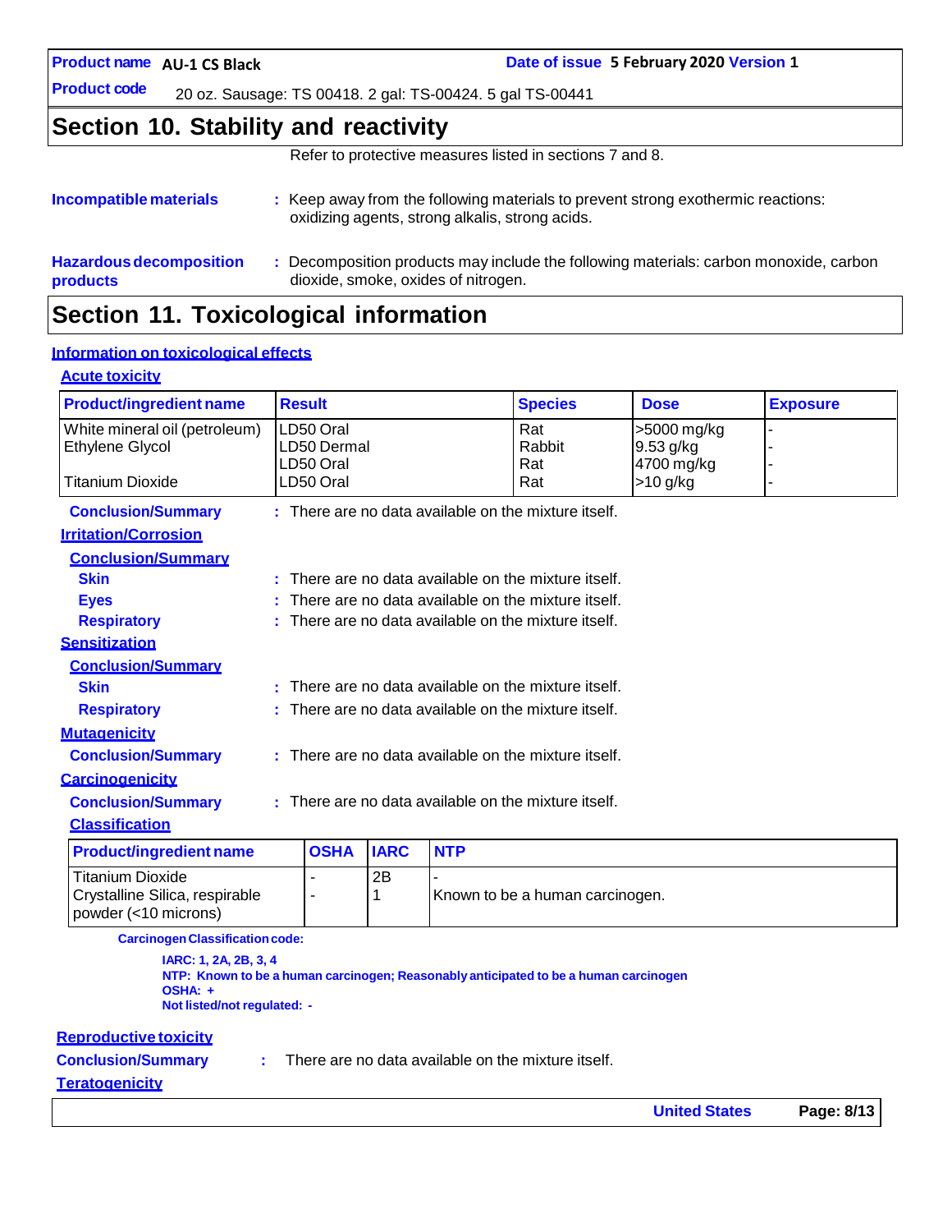## Section 10. Stability and reactivity

Refer to protective measures listed in sections 7 and 8.

**Incompatible materials** : Keep away from the following materials to prevent strong exothermic reactions: oxidizing agents, strong alkalis, strong acids.

**Hazardous decomposition products** : Decomposition products may include the following materials: carbon monoxide, carbon dioxide, smoke, oxides of nitrogen.

## Section 11. Toxicological information

### Information on toxicological effects

#### Acute toxicity

| Product/ingredient name | Result | Species | Dose | Exposure |
|---|---|---|---|---|
| White mineral oil (petroleum) | LD50 Oral | Rat | >5000 mg/kg | - |
| Ethylene Glycol | LD50 Dermal | Rabbit | 9.53 g/kg | - |
| | LD50 Oral | Rat | 4700 mg/kg | - |
| Titanium Dioxide | LD50 Oral | Rat | >10 g/kg | - |

**Conclusion/Summary** : There are no data available on the mixture itself.

#### Irritation/Corrosion

**Conclusion/Summary**

**Skin** : There are no data available on the mixture itself.

**Eyes** : There are no data available on the mixture itself.

**Respiratory** : There are no data available on the mixture itself.

#### Sensitization

**Conclusion/Summary**

**Skin** : There are no data available on the mixture itself.

**Respiratory** : There are no data available on the mixture itself.

#### Mutagenicity

**Conclusion/Summary** : There are no data available on the mixture itself.

#### Carcinogenicity

**Conclusion/Summary** : There are no data available on the mixture itself.

**Classification**

| Product/ingredient name | OSHA | IARC | NTP |
|---|---|---|---|
| Titanium Dioxide | - | 2B | - |
| Crystalline Silica, respirable powder (<10 microns) | - | 1 | Known to be a human carcinogen. |

**Carcinogen Classification code:**

**IARC: 1, 2A, 2B, 3, 4**
**NTP: Known to be a human carcinogen; Reasonably anticipated to be a human carcinogen**
**OSHA: +**
**Not listed/not regulated: -**

#### Reproductive toxicity

**Conclusion/Summary** : There are no data available on the mixture itself.

#### Teratogenicity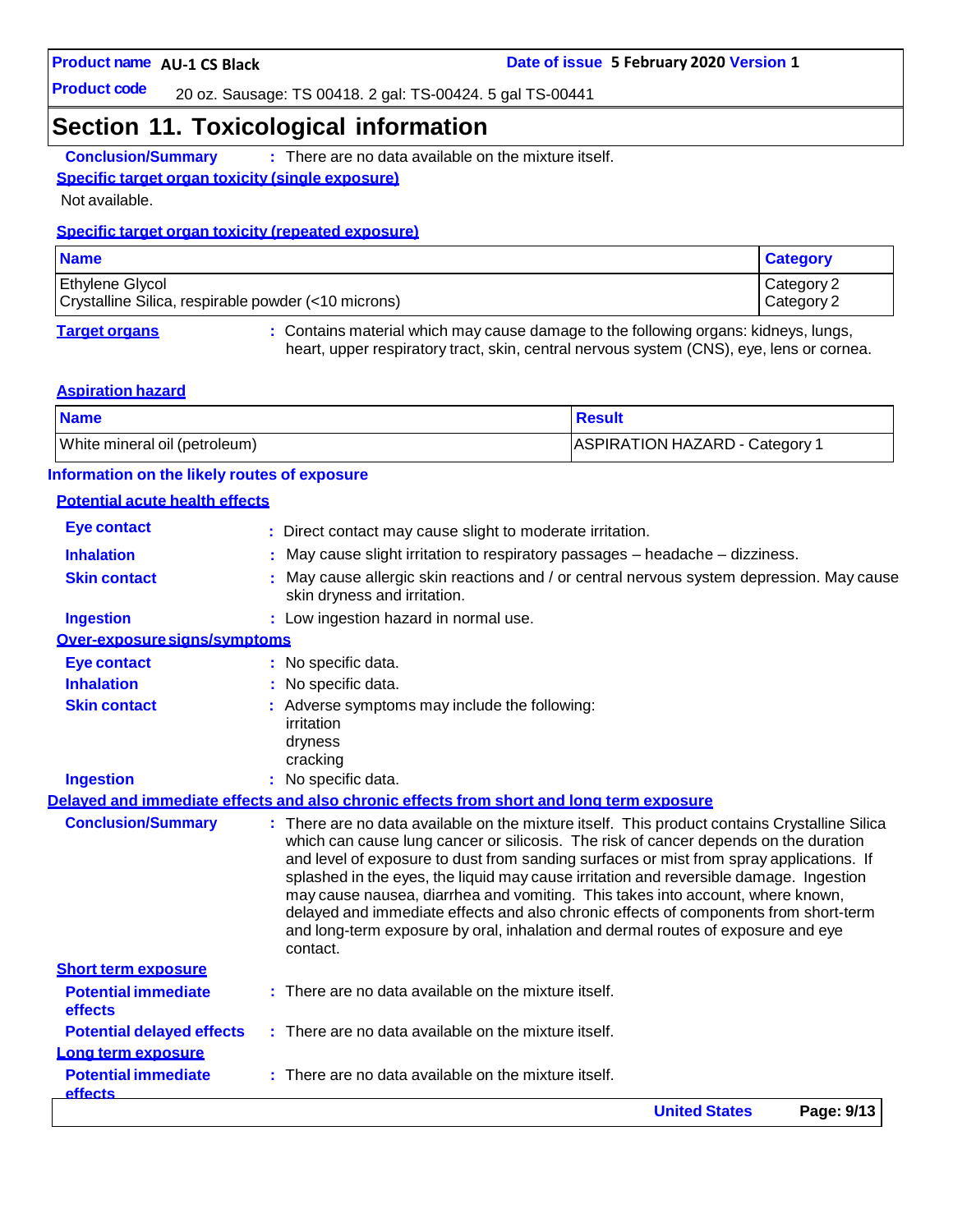# Section 11. Toxicological information

**Conclusion/Summary** : There are no data available on the mixture itself.

**Specific target organ toxicity (single exposure)**

Not available.

**Specific target organ toxicity (repeated exposure)**

| Name | Category |
|---|---|
| Ethylene Glycol | Category 2 |
| Crystalline Silica, respirable powder (<10 microns) | Category 2 |

**Target organs** : Contains material which may cause damage to the following organs: kidneys, lungs, heart, upper respiratory tract, skin, central nervous system (CNS), eye, lens or cornea.

**Aspiration hazard**

| Name | Result |
|---|---|
| White mineral oil (petroleum) | ASPIRATION HAZARD - Category 1 |

**Information on the likely routes of exposure**

**Potential acute health effects**

**Eye contact** : Direct contact may cause slight to moderate irritation.

**Inhalation** : May cause slight irritation to respiratory passages – headache – dizziness.

**Skin contact** : May cause allergic skin reactions and / or central nervous system depression. May cause skin dryness and irritation.

**Ingestion** : Low ingestion hazard in normal use.

**Over-exposure signs/symptoms**

**Eye contact** : No specific data.

**Inhalation** : No specific data.

**Skin contact** : Adverse symptoms may include the following:
irritation
dryness
cracking

**Ingestion** : No specific data.

**Delayed and immediate effects and also chronic effects from short and long term exposure**

**Conclusion/Summary** : There are no data available on the mixture itself. This product contains Crystalline Silica which can cause lung cancer or silicosis. The risk of cancer depends on the duration and level of exposure to dust from sanding surfaces or mist from spray applications. If splashed in the eyes, the liquid may cause irritation and reversible damage. Ingestion may cause nausea, diarrhea and vomiting. This takes into account, where known, delayed and immediate effects and also chronic effects of components from short-term and long-term exposure by oral, inhalation and dermal routes of exposure and eye contact.

**Short term exposure**

**Potential immediate effects** : There are no data available on the mixture itself.

**Potential delayed effects** : There are no data available on the mixture itself.

**Long term exposure**

**Potential immediate effects** : There are no data available on the mixture itself.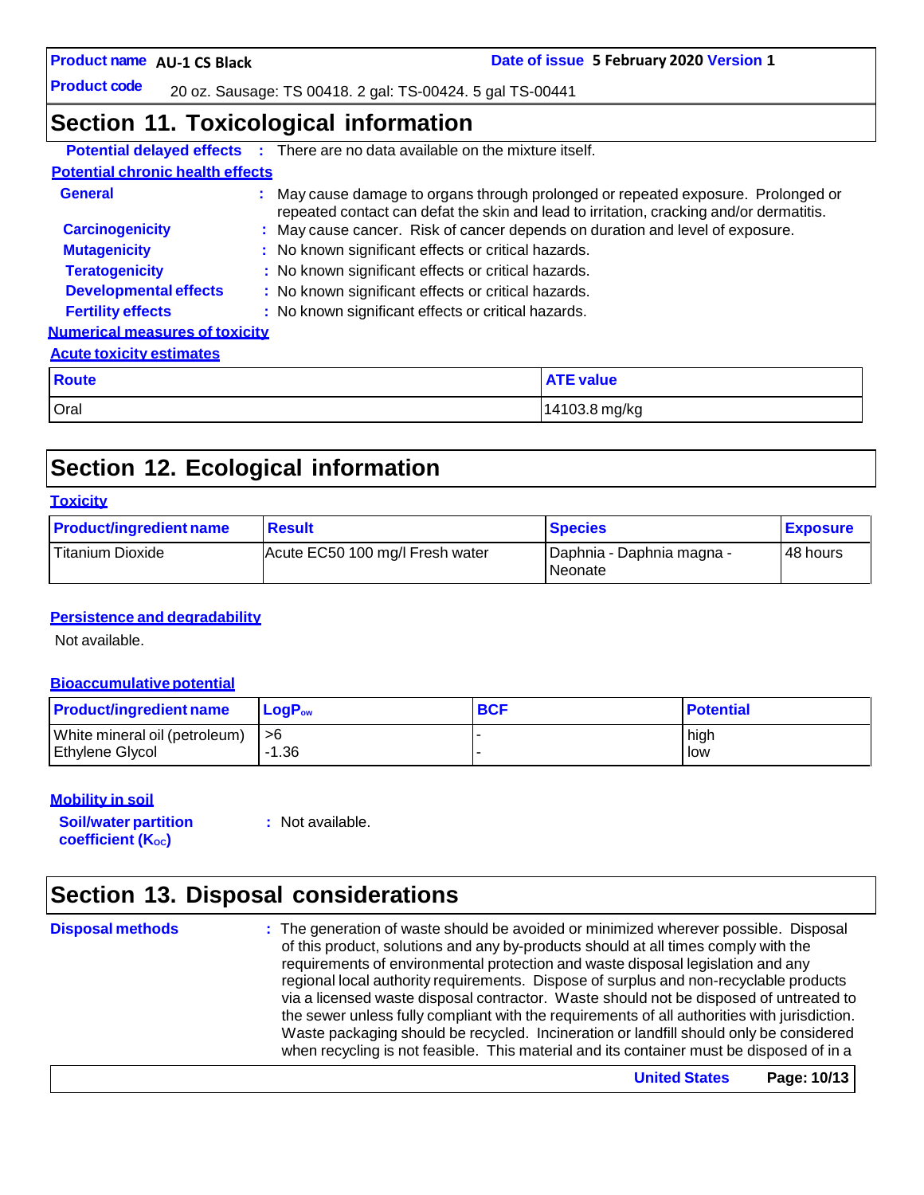## Section 11. Toxicological information

**Potential delayed effects** : There are no data available on the mixture itself.

**Potential chronic health effects**

**General** : May cause damage to organs through prolonged or repeated exposure. Prolonged or repeated contact can defat the skin and lead to irritation, cracking and/or dermatitis.

**Carcinogenicity** : May cause cancer. Risk of cancer depends on duration and level of exposure.

**Mutagenicity** : No known significant effects or critical hazards.

**Teratogenicity** : No known significant effects or critical hazards.

**Developmental effects** : No known significant effects or critical hazards.

**Fertility effects** : No known significant effects or critical hazards.

**Numerical measures of toxicity**

**Acute toxicity estimates**

| Route | ATE value |
|---|---|
| Oral | 14103.8 mg/kg |

## Section 12. Ecological information

**Toxicity**

| Product/ingredient name | Result | Species | Exposure |
|---|---|---|---|
| Titanium Dioxide | Acute EC50 100 mg/l Fresh water | Daphnia - Daphnia magna - Neonate | 48 hours |

**Persistence and degradability**

Not available.

**Bioaccumulative potential**

| Product/ingredient name | $LogP_{ow}$ | BCF | Potential |
|---|---|---|---|
| White mineral oil (petroleum) | >6 | - | high |
| Ethylene Glycol | -1.36 | - | low |

**Mobility in soil**

**Soil/water partition coefficient ($K_{OC}$)** : Not available.

## Section 13. Disposal considerations

**Disposal methods** : The generation of waste should be avoided or minimized wherever possible. Disposal of this product, solutions and any by-products should at all times comply with the requirements of environmental protection and waste disposal legislation and any regional local authority requirements. Dispose of surplus and non-recyclable products via a licensed waste disposal contractor. Waste should not be disposed of untreated to the sewer unless fully compliant with the requirements of all authorities with jurisdiction. Waste packaging should be recycled. Incineration or landfill should only be considered when recycling is not feasible. This material and its container must be disposed of in a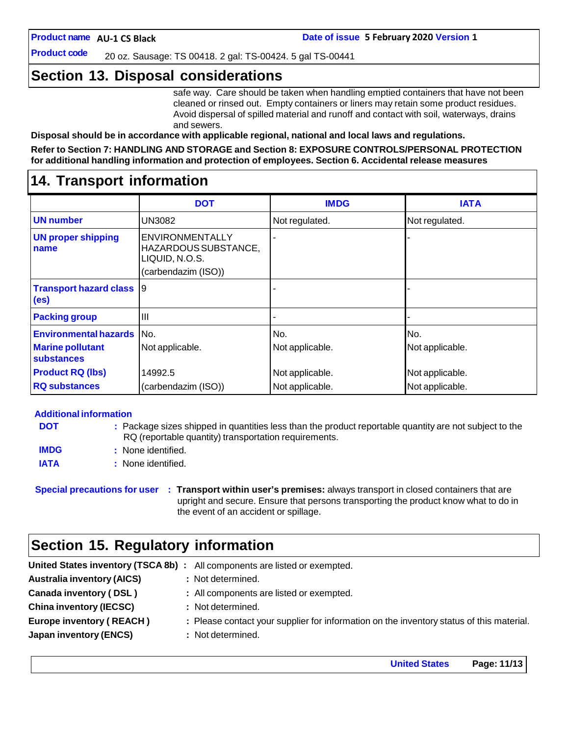## Section 13. Disposal considerations

safe way. Care should be taken when handling emptied containers that have not been cleaned or rinsed out. Empty containers or liners may retain some product residues. Avoid dispersal of spilled material and runoff and contact with soil, waterways, drains and sewers.

**Disposal should be in accordance with applicable regional, national and local laws and regulations.**

**Refer to Section 7: HANDLING AND STORAGE and Section 8: EXPOSURE CONTROLS/PERSONAL PROTECTION for additional handling information and protection of employees. Section 6. Accidental release measures**

## 14. Transport information

| | DOT | IMDG | IATA |
|---|---|---|---|
| **UN number** | UN3082 | Not regulated. | Not regulated. |
| **UN proper shipping name** | ENVIRONMENTALLY HAZARDOUS SUBSTANCE, LIQUID, N.O.S. (carbendazim (ISO)) | - | - |
| **Transport hazard class (es)** | 9 | - | - |
| **Packing group** | III | - | - |
| **Environmental hazards** | No. | No. | No. |
| **Marine pollutant substances** | Not applicable. | Not applicable. | Not applicable. |
| **Product RQ (lbs)** | 14992.5 | Not applicable. | Not applicable. |
| **RQ substances** | (carbendazim (ISO)) | Not applicable. | Not applicable. |

**Additional information**

**DOT** : Package sizes shipped in quantities less than the product reportable quantity are not subject to the RQ (reportable quantity) transportation requirements.

**IMDG** : None identified.

**IATA** : None identified.

**Special precautions for user** : **Transport within user's premises:** always transport in closed containers that are upright and secure. Ensure that persons transporting the product know what to do in the event of an accident or spillage.

## Section 15. Regulatory information

**United States inventory (TSCA 8b)** : All components are listed or exempted.

**Australia inventory (AICS)** : Not determined.

**Canada inventory ( DSL )** : All components are listed or exempted.

**China inventory (IECSC)** : Not determined.

**Europe inventory ( REACH )** : Please contact your supplier for information on the inventory status of this material.

**Japan inventory (ENCS)** : Not determined.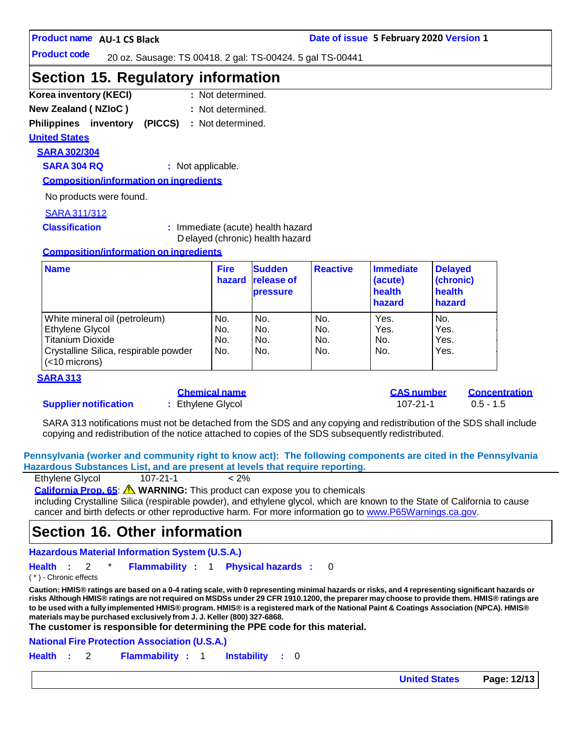## Section 15. Regulatory information

**Korea inventory (KECI)** : Not determined.

**New Zealand ( NZIoC )** : Not determined.

**Philippines inventory (PICCS)** : Not determined.

**United States**

**SARA 302/304**

**SARA 304 RQ** : Not applicable.

**Composition/information on ingredients**

No products were found.

SARA 311/312

**Classification** : Immediate (acute) health hazard
Delayed (chronic) health hazard

**Composition/information on ingredients**

| Name | Fire hazard | Sudden release of pressure | Reactive | Immediate (acute) health hazard | Delayed (chronic) health hazard |
|---|---|---|---|---|---|
| White mineral oil (petroleum) | No. | No. | No. | Yes. | No. |
| Ethylene Glycol | No. | No. | No. | Yes. | Yes. |
| Titanium Dioxide | No. | No. | No. | No. | Yes. |
| Crystalline Silica, respirable powder (<10 microns) | No. | No. | No. | No. | Yes. |

**SARA 313**

| | Chemical name | CAS number | Concentration |
|---|---|---|---|
| **Supplier notification** | Ethylene Glycol | 107-21-1 | 0.5 - 1.5 |

SARA 313 notifications must not be detached from the SDS and any copying and redistribution of the SDS shall include copying and redistribution of the notice attached to copies of the SDS subsequently redistributed.

**Pennsylvania (worker and community right to know act): The following components are cited in the Pennsylvania Hazardous Substances List, and are present at levels that require reporting.**

Ethylene Glycol 107-21-1 < 2%

**California Prop. 65**: ⚠ **WARNING:** This product can expose you to chemicals including Crystalline Silica (respirable powder), and ethylene glycol, which are known to the State of California to cause cancer and birth defects or other reproductive harm. For more information go to www.P65Warnings.ca.gov.

## Section 16. Other information

**Hazardous Material Information System (U.S.A.)**

**Health** : 2 * **Flammability** : 1 **Physical hazards** : 0

( * ) - Chronic effects

**Caution: HMIS® ratings are based on a 0-4 rating scale, with 0 representing minimal hazards or risks, and 4 representing significant hazards or risks Although HMIS® ratings are not required on MSDSs under 29 CFR 1910.1200, the preparer may choose to provide them. HMIS® ratings are to be used with a fully implemented HMIS® program. HMIS® is a registered mark of the National Paint & Coatings Association (NPCA). HMIS® materials may be purchased exclusively from J. J. Keller (800) 327-6868.**

**The customer is responsible for determining the PPE code for this material.**

**National Fire Protection Association (U.S.A.)**

**Health** : 2 **Flammability** : 1 **Instability** : 0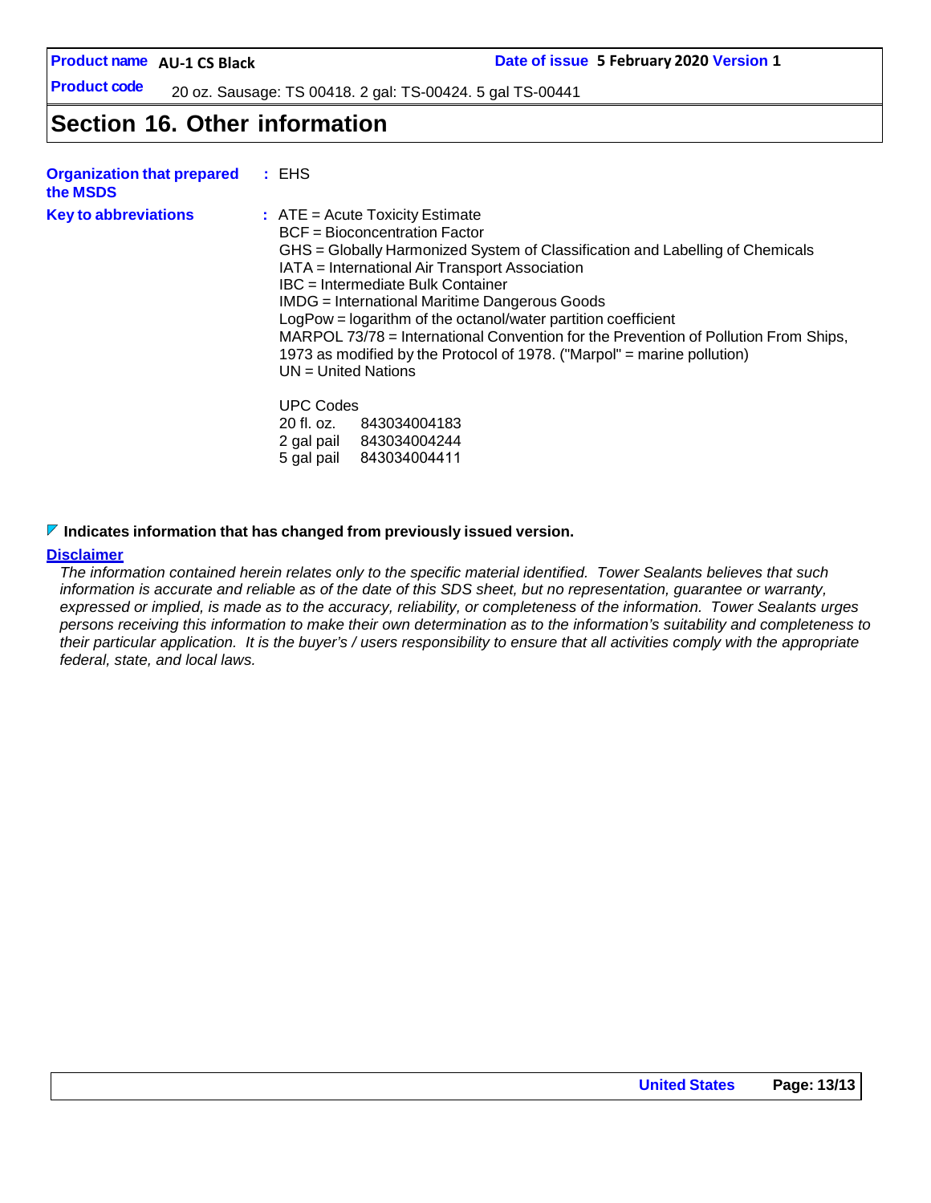## Section 16. Other information

**Organization that prepared the MSDS** : EHS

**Key to abbreviations** : ATE = Acute Toxicity Estimate
BCF = Bioconcentration Factor
GHS = Globally Harmonized System of Classification and Labelling of Chemicals
IATA = International Air Transport Association
IBC = Intermediate Bulk Container
IMDG = International Maritime Dangerous Goods
LogPow = logarithm of the octanol/water partition coefficient
MARPOL 73/78 = International Convention for the Prevention of Pollution From Ships, 1973 as modified by the Protocol of 1978. ("Marpol" = marine pollution)
UN = United Nations

UPC Codes

| | |
|---|---|
| 20 fl. oz. | 843034004183 |
| 2 gal pail | 843034004244 |
| 5 gal pail | 843034004411 |

**Indicates information that has changed from previously issued version.**

**Disclaimer**

*The information contained herein relates only to the specific material identified. Tower Sealants believes that such information is accurate and reliable as of the date of this SDS sheet, but no representation, guarantee or warranty, expressed or implied, is made as to the accuracy, reliability, or completeness of the information. Tower Sealants urges persons receiving this information to make their own determination as to the information's suitability and completeness to their particular application. It is the buyer's / users responsibility to ensure that all activities comply with the appropriate federal, state, and local laws.*